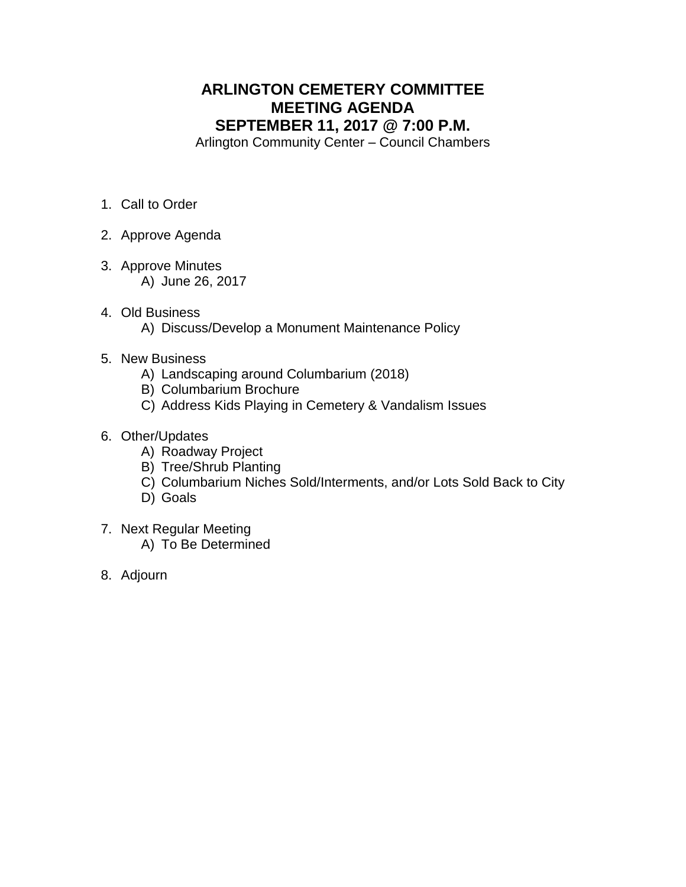# ARLINGTON CEMETERY COMMITTEE
# MEETING AGENDA
# SEPTEMBER 11, 2017 @ 7:00 P.M.

Arlington Community Center – Council Chambers

1. Call to Order

2. Approve Agenda

3. Approve Minutes
   A) June 26, 2017

4. Old Business
   A) Discuss/Develop a Monument Maintenance Policy

5. New Business
   A) Landscaping around Columbarium (2018)
   B) Columbarium Brochure
   C) Address Kids Playing in Cemetery & Vandalism Issues

6. Other/Updates
   A) Roadway Project
   B) Tree/Shrub Planting
   C) Columbarium Niches Sold/Interments, and/or Lots Sold Back to City
   D) Goals

7. Next Regular Meeting
   A) To Be Determined

8. Adjourn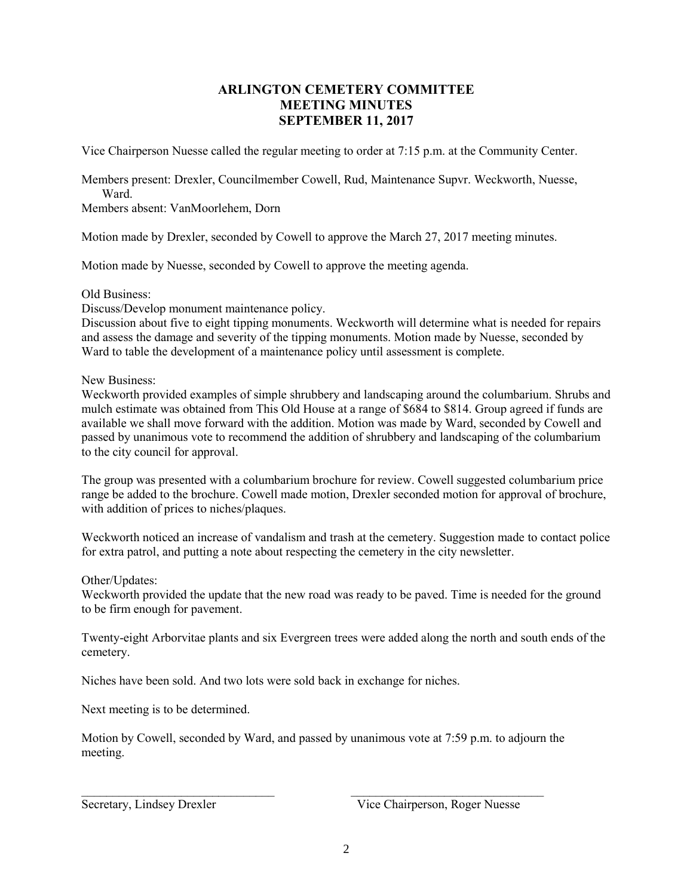# ARLINGTON CEMETERY COMMITTEE
# MEETING MINUTES
# SEPTEMBER 11, 2017

Vice Chairperson Nuesse called the regular meeting to order at 7:15 p.m. at the Community Center.

Members present: Drexler, Councilmember Cowell, Rud, Maintenance Supvr. Weckworth, Nuesse, Ward.
Members absent: VanMoorlehem, Dorn

Motion made by Drexler, seconded by Cowell to approve the March 27, 2017 meeting minutes.

Motion made by Nuesse, seconded by Cowell to approve the meeting agenda.

Old Business:
Discuss/Develop monument maintenance policy.
Discussion about five to eight tipping monuments. Weckworth will determine what is needed for repairs and assess the damage and severity of the tipping monuments. Motion made by Nuesse, seconded by Ward to table the development of a maintenance policy until assessment is complete.

New Business:
Weckworth provided examples of simple shrubbery and landscaping around the columbarium. Shrubs and mulch estimate was obtained from This Old House at a range of $684 to $814. Group agreed if funds are available we shall move forward with the addition. Motion was made by Ward, seconded by Cowell and passed by unanimous vote to recommend the addition of shrubbery and landscaping of the columbarium to the city council for approval.

The group was presented with a columbarium brochure for review. Cowell suggested columbarium price range be added to the brochure. Cowell made motion, Drexler seconded motion for approval of brochure, with addition of prices to niches/plaques.

Weckworth noticed an increase of vandalism and trash at the cemetery. Suggestion made to contact police for extra patrol, and putting a note about respecting the cemetery in the city newsletter.

Other/Updates:
Weckworth provided the update that the new road was ready to be paved. Time is needed for the ground to be firm enough for pavement.

Twenty-eight Arborvitae plants and six Evergreen trees were added along the north and south ends of the cemetery.

Niches have been sold. And two lots were sold back in exchange for niches.

Next meeting is to be determined.

Motion by Cowell, seconded by Ward, and passed by unanimous vote at 7:59 p.m. to adjourn the meeting.

\_\_\_\_\_\_\_\_\_\_\_\_\_\_\_\_\_\_\_\_\_\_\_\_\_\_\_\_\_\_\_\_
Secretary, Lindsey Drexler

\_\_\_\_\_\_\_\_\_\_\_\_\_\_\_\_\_\_\_\_\_\_\_\_\_\_\_\_\_\_\_\_
Vice Chairperson, Roger Nuesse